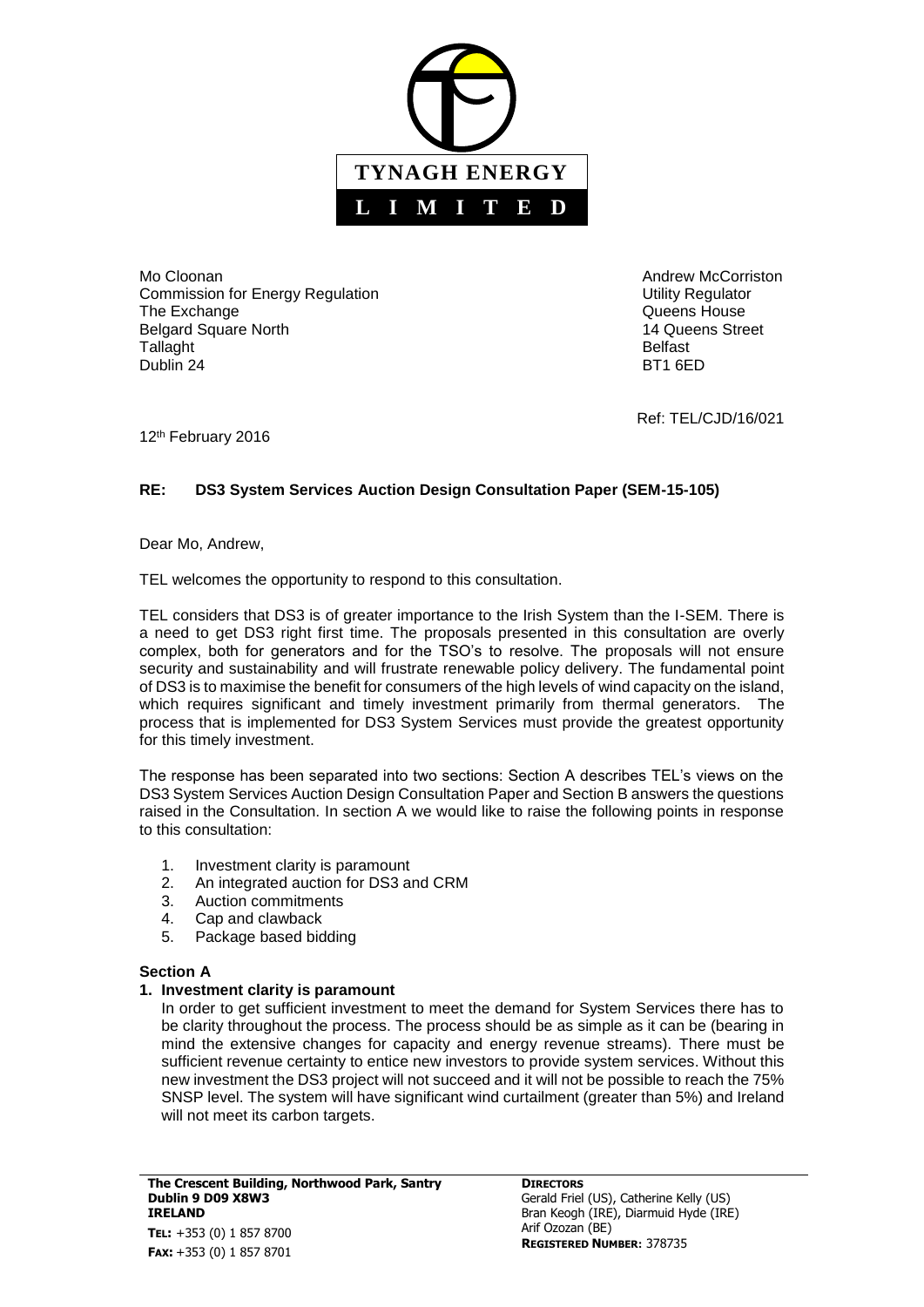**TYNAGH ENERGY**

**L I M I T E D**

Mo Cloonan
Commission for Energy Regulation
The Exchange
Belgard Square North
Tallaght
Dublin 24

Andrew McCorriston
Utility Regulator
Queens House
14 Queens Street
Belfast
BT1 6ED

Ref: TEL/CJD/16/021

12th February 2016

**RE: DS3 System Services Auction Design Consultation Paper (SEM-15-105)**

Dear Mo, Andrew,

TEL welcomes the opportunity to respond to this consultation.

TEL considers that DS3 is of greater importance to the Irish System than the I-SEM. There is a need to get DS3 right first time. The proposals presented in this consultation are overly complex, both for generators and for the TSO's to resolve. The proposals will not ensure security and sustainability and will frustrate renewable policy delivery. The fundamental point of DS3 is to maximise the benefit for consumers of the high levels of wind capacity on the island, which requires significant and timely investment primarily from thermal generators. The process that is implemented for DS3 System Services must provide the greatest opportunity for this timely investment.

The response has been separated into two sections: Section A describes TEL's views on the DS3 System Services Auction Design Consultation Paper and Section B answers the questions raised in the Consultation. In section A we would like to raise the following points in response to this consultation:

1. Investment clarity is paramount
2. An integrated auction for DS3 and CRM
3. Auction commitments
4. Cap and clawback
5. Package based bidding

## Section A

### 1. Investment clarity is paramount

In order to get sufficient investment to meet the demand for System Services there has to be clarity throughout the process. The process should be as simple as it can be (bearing in mind the extensive changes for capacity and energy revenue streams). There must be sufficient revenue certainty to entice new investors to provide system services. Without this new investment the DS3 project will not succeed and it will not be possible to reach the 75% SNSP level. The system will have significant wind curtailment (greater than 5%) and Ireland will not meet its carbon targets.

**The Crescent Building, Northwood Park, Santry**
**Dublin 9 D09 X8W3**
**IRELAND**
**TEL:** +353 (0) 1 857 8700
**FAX:** +353 (0) 1 857 8701

**DIRECTORS**
Gerald Friel (US), Catherine Kelly (US)
Bran Keogh (IRE), Diarmuid Hyde (IRE)
Arif Ozozan (BE)
**REGISTERED NUMBER:** 378735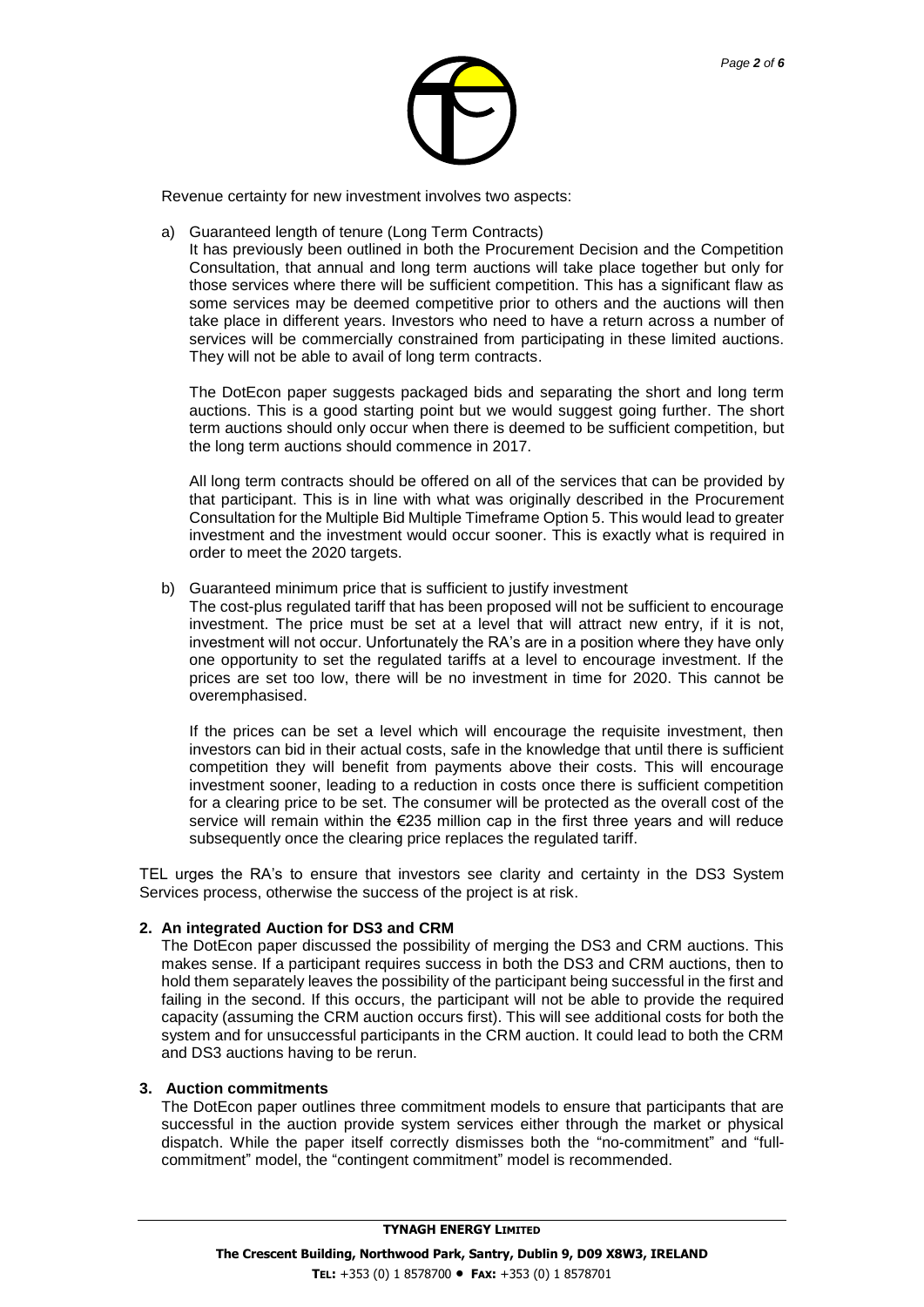Revenue certainty for new investment involves two aspects:

a) Guaranteed length of tenure (Long Term Contracts)

It has previously been outlined in both the Procurement Decision and the Competition Consultation, that annual and long term auctions will take place together but only for those services where there will be sufficient competition. This has a significant flaw as some services may be deemed competitive prior to others and the auctions will then take place in different years. Investors who need to have a return across a number of services will be commercially constrained from participating in these limited auctions. They will not be able to avail of long term contracts.

The DotEcon paper suggests packaged bids and separating the short and long term auctions. This is a good starting point but we would suggest going further. The short term auctions should only occur when there is deemed to be sufficient competition, but the long term auctions should commence in 2017.

All long term contracts should be offered on all of the services that can be provided by that participant. This is in line with what was originally described in the Procurement Consultation for the Multiple Bid Multiple Timeframe Option 5. This would lead to greater investment and the investment would occur sooner. This is exactly what is required in order to meet the 2020 targets.

b) Guaranteed minimum price that is sufficient to justify investment

The cost-plus regulated tariff that has been proposed will not be sufficient to encourage investment. The price must be set at a level that will attract new entry, if it is not, investment will not occur. Unfortunately the RA's are in a position where they have only one opportunity to set the regulated tariffs at a level to encourage investment. If the prices are set too low, there will be no investment in time for 2020. This cannot be overemphasised.

If the prices can be set a level which will encourage the requisite investment, then investors can bid in their actual costs, safe in the knowledge that until there is sufficient competition they will benefit from payments above their costs. This will encourage investment sooner, leading to a reduction in costs once there is sufficient competition for a clearing price to be set. The consumer will be protected as the overall cost of the service will remain within the €235 million cap in the first three years and will reduce subsequently once the clearing price replaces the regulated tariff.

TEL urges the RA's to ensure that investors see clarity and certainty in the DS3 System Services process, otherwise the success of the project is at risk.

## 2. An integrated Auction for DS3 and CRM

The DotEcon paper discussed the possibility of merging the DS3 and CRM auctions. This makes sense. If a participant requires success in both the DS3 and CRM auctions, then to hold them separately leaves the possibility of the participant being successful in the first and failing in the second. If this occurs, the participant will not be able to provide the required capacity (assuming the CRM auction occurs first). This will see additional costs for both the system and for unsuccessful participants in the CRM auction. It could lead to both the CRM and DS3 auctions having to be rerun.

## 3. Auction commitments

The DotEcon paper outlines three commitment models to ensure that participants that are successful in the auction provide system services either through the market or physical dispatch. While the paper itself correctly dismisses both the "no-commitment" and "full-commitment" model, the "contingent commitment" model is recommended.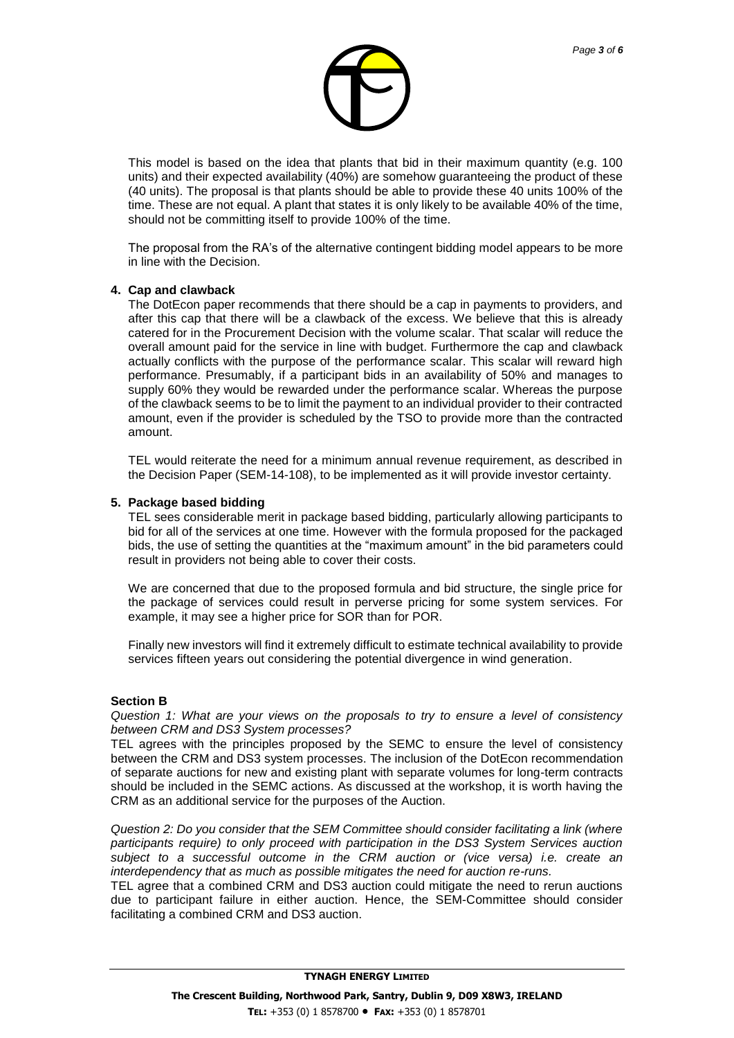This model is based on the idea that plants that bid in their maximum quantity (e.g. 100 units) and their expected availability (40%) are somehow guaranteeing the product of these (40 units). The proposal is that plants should be able to provide these 40 units 100% of the time. These are not equal. A plant that states it is only likely to be available 40% of the time, should not be committing itself to provide 100% of the time.

The proposal from the RA's of the alternative contingent bidding model appears to be more in line with the Decision.

**4. Cap and clawback**

The DotEcon paper recommends that there should be a cap in payments to providers, and after this cap that there will be a clawback of the excess. We believe that this is already catered for in the Procurement Decision with the volume scalar. That scalar will reduce the overall amount paid for the service in line with budget. Furthermore the cap and clawback actually conflicts with the purpose of the performance scalar. This scalar will reward high performance. Presumably, if a participant bids in an availability of 50% and manages to supply 60% they would be rewarded under the performance scalar. Whereas the purpose of the clawback seems to be to limit the payment to an individual provider to their contracted amount, even if the provider is scheduled by the TSO to provide more than the contracted amount.

TEL would reiterate the need for a minimum annual revenue requirement, as described in the Decision Paper (SEM-14-108), to be implemented as it will provide investor certainty.

**5. Package based bidding**

TEL sees considerable merit in package based bidding, particularly allowing participants to bid for all of the services at one time. However with the formula proposed for the packaged bids, the use of setting the quantities at the "maximum amount" in the bid parameters could result in providers not being able to cover their costs.

We are concerned that due to the proposed formula and bid structure, the single price for the package of services could result in perverse pricing for some system services. For example, it may see a higher price for SOR than for POR.

Finally new investors will find it extremely difficult to estimate technical availability to provide services fifteen years out considering the potential divergence in wind generation.

**Section B**

*Question 1: What are your views on the proposals to try to ensure a level of consistency between CRM and DS3 System processes?*

TEL agrees with the principles proposed by the SEMC to ensure the level of consistency between the CRM and DS3 system processes. The inclusion of the DotEcon recommendation of separate auctions for new and existing plant with separate volumes for long-term contracts should be included in the SEMC actions. As discussed at the workshop, it is worth having the CRM as an additional service for the purposes of the Auction.

*Question 2: Do you consider that the SEM Committee should consider facilitating a link (where participants require) to only proceed with participation in the DS3 System Services auction subject to a successful outcome in the CRM auction or (vice versa) i.e. create an interdependency that as much as possible mitigates the need for auction re-runs.*

TEL agree that a combined CRM and DS3 auction could mitigate the need to rerun auctions due to participant failure in either auction. Hence, the SEM-Committee should consider facilitating a combined CRM and DS3 auction.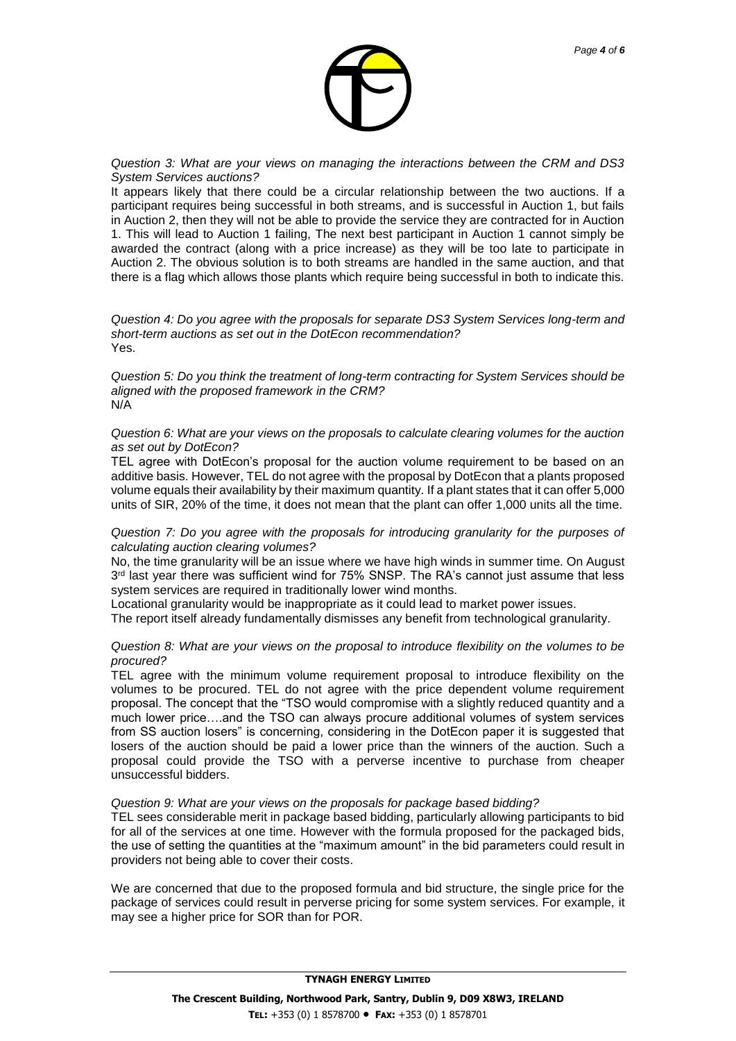*Question 3: What are your views on managing the interactions between the CRM and DS3 System Services auctions?*

It appears likely that there could be a circular relationship between the two auctions. If a participant requires being successful in both streams, and is successful in Auction 1, but fails in Auction 2, then they will not be able to provide the service they are contracted for in Auction 1. This will lead to Auction 1 failing, The next best participant in Auction 1 cannot simply be awarded the contract (along with a price increase) as they will be too late to participate in Auction 2. The obvious solution is to both streams are handled in the same auction, and that there is a flag which allows those plants which require being successful in both to indicate this.

*Question 4: Do you agree with the proposals for separate DS3 System Services long-term and short-term auctions as set out in the DotEcon recommendation?*

Yes.

*Question 5: Do you think the treatment of long-term contracting for System Services should be aligned with the proposed framework in the CRM?*

N/A

*Question 6: What are your views on the proposals to calculate clearing volumes for the auction as set out by DotEcon?*

TEL agree with DotEcon's proposal for the auction volume requirement to be based on an additive basis. However, TEL do not agree with the proposal by DotEcon that a plants proposed volume equals their availability by their maximum quantity. If a plant states that it can offer 5,000 units of SIR, 20% of the time, it does not mean that the plant can offer 1,000 units all the time.

*Question 7: Do you agree with the proposals for introducing granularity for the purposes of calculating auction clearing volumes?*

No, the time granularity will be an issue where we have high winds in summer time. On August 3rd last year there was sufficient wind for 75% SNSP. The RA's cannot just assume that less system services are required in traditionally lower wind months.

Locational granularity would be inappropriate as it could lead to market power issues.

The report itself already fundamentally dismisses any benefit from technological granularity.

*Question 8: What are your views on the proposal to introduce flexibility on the volumes to be procured?*

TEL agree with the minimum volume requirement proposal to introduce flexibility on the volumes to be procured. TEL do not agree with the price dependent volume requirement proposal. The concept that the "TSO would compromise with a slightly reduced quantity and a much lower price….and the TSO can always procure additional volumes of system services from SS auction losers" is concerning, considering in the DotEcon paper it is suggested that losers of the auction should be paid a lower price than the winners of the auction. Such a proposal could provide the TSO with a perverse incentive to purchase from cheaper unsuccessful bidders.

*Question 9: What are your views on the proposals for package based bidding?*

TEL sees considerable merit in package based bidding, particularly allowing participants to bid for all of the services at one time. However with the formula proposed for the packaged bids, the use of setting the quantities at the "maximum amount" in the bid parameters could result in providers not being able to cover their costs.

We are concerned that due to the proposed formula and bid structure, the single price for the package of services could result in perverse pricing for some system services. For example, it may see a higher price for SOR than for POR.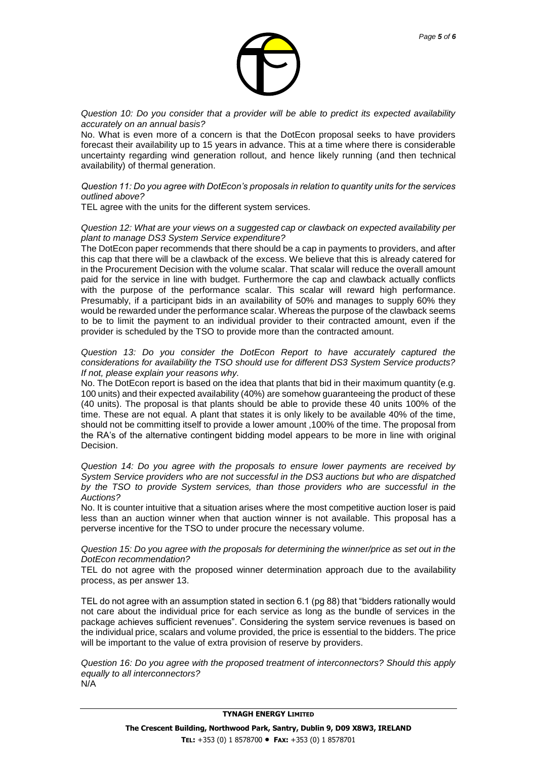*Question 10: Do you consider that a provider will be able to predict its expected availability accurately on an annual basis?*

No. What is even more of a concern is that the DotEcon proposal seeks to have providers forecast their availability up to 15 years in advance. This at a time where there is considerable uncertainty regarding wind generation rollout, and hence likely running (and then technical availability) of thermal generation.

*Question 11: Do you agree with DotEcon's proposals in relation to quantity units for the services outlined above?*

TEL agree with the units for the different system services.

*Question 12: What are your views on a suggested cap or clawback on expected availability per plant to manage DS3 System Service expenditure?*

The DotEcon paper recommends that there should be a cap in payments to providers, and after this cap that there will be a clawback of the excess. We believe that this is already catered for in the Procurement Decision with the volume scalar. That scalar will reduce the overall amount paid for the service in line with budget. Furthermore the cap and clawback actually conflicts with the purpose of the performance scalar. This scalar will reward high performance. Presumably, if a participant bids in an availability of 50% and manages to supply 60% they would be rewarded under the performance scalar. Whereas the purpose of the clawback seems to be to limit the payment to an individual provider to their contracted amount, even if the provider is scheduled by the TSO to provide more than the contracted amount.

*Question 13: Do you consider the DotEcon Report to have accurately captured the considerations for availability the TSO should use for different DS3 System Service products? If not, please explain your reasons why.*

No. The DotEcon report is based on the idea that plants that bid in their maximum quantity (e.g. 100 units) and their expected availability (40%) are somehow guaranteeing the product of these (40 units). The proposal is that plants should be able to provide these 40 units 100% of the time. These are not equal. A plant that states it is only likely to be available 40% of the time, should not be committing itself to provide a lower amount ,100% of the time. The proposal from the RA's of the alternative contingent bidding model appears to be more in line with original Decision.

*Question 14: Do you agree with the proposals to ensure lower payments are received by System Service providers who are not successful in the DS3 auctions but who are dispatched by the TSO to provide System services, than those providers who are successful in the Auctions?*

No. It is counter intuitive that a situation arises where the most competitive auction loser is paid less than an auction winner when that auction winner is not available. This proposal has a perverse incentive for the TSO to under procure the necessary volume.

*Question 15: Do you agree with the proposals for determining the winner/price as set out in the DotEcon recommendation?*

TEL do not agree with the proposed winner determination approach due to the availability process, as per answer 13.

TEL do not agree with an assumption stated in section 6.1 (pg 88) that "bidders rationally would not care about the individual price for each service as long as the bundle of services in the package achieves sufficient revenues". Considering the system service revenues is based on the individual price, scalars and volume provided, the price is essential to the bidders. The price will be important to the value of extra provision of reserve by providers.

*Question 16: Do you agree with the proposed treatment of interconnectors? Should this apply equally to all interconnectors?*

N/A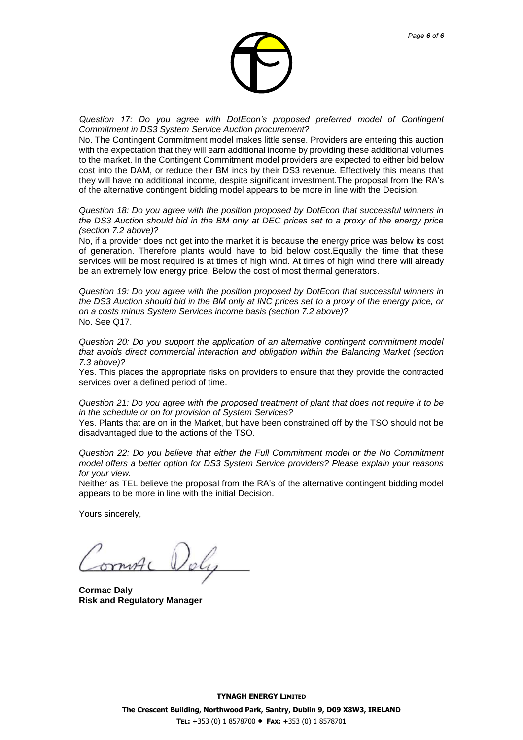*Question 17: Do you agree with DotEcon's proposed preferred model of Contingent Commitment in DS3 System Service Auction procurement?*

No. The Contingent Commitment model makes little sense. Providers are entering this auction with the expectation that they will earn additional income by providing these additional volumes to the market. In the Contingent Commitment model providers are expected to either bid below cost into the DAM, or reduce their BM incs by their DS3 revenue. Effectively this means that they will have no additional income, despite significant investment.The proposal from the RA's of the alternative contingent bidding model appears to be more in line with the Decision.

*Question 18: Do you agree with the position proposed by DotEcon that successful winners in the DS3 Auction should bid in the BM only at DEC prices set to a proxy of the energy price (section 7.2 above)?*

No, if a provider does not get into the market it is because the energy price was below its cost of generation. Therefore plants would have to bid below cost.Equally the time that these services will be most required is at times of high wind. At times of high wind there will already be an extremely low energy price. Below the cost of most thermal generators.

*Question 19: Do you agree with the position proposed by DotEcon that successful winners in the DS3 Auction should bid in the BM only at INC prices set to a proxy of the energy price, or on a costs minus System Services income basis (section 7.2 above)?*

No. See Q17.

*Question 20: Do you support the application of an alternative contingent commitment model that avoids direct commercial interaction and obligation within the Balancing Market (section 7.3 above)?*

Yes. This places the appropriate risks on providers to ensure that they provide the contracted services over a defined period of time.

*Question 21: Do you agree with the proposed treatment of plant that does not require it to be in the schedule or on for provision of System Services?*

Yes. Plants that are on in the Market, but have been constrained off by the TSO should not be disadvantaged due to the actions of the TSO.

*Question 22: Do you believe that either the Full Commitment model or the No Commitment model offers a better option for DS3 System Service providers? Please explain your reasons for your view.*

Neither as TEL believe the proposal from the RA's of the alternative contingent bidding model appears to be more in line with the initial Decision.

Yours sincerely,

Cormac Daly

**Cormac Daly**
**Risk and Regulatory Manager**

**TYNAGH ENERGY LIMITED**

**The Crescent Building, Northwood Park, Santry, Dublin 9, D09 X8W3, IRELAND**

**TEL:** +353 (0) 1 8578700 • **FAX:** +353 (0) 1 8578701